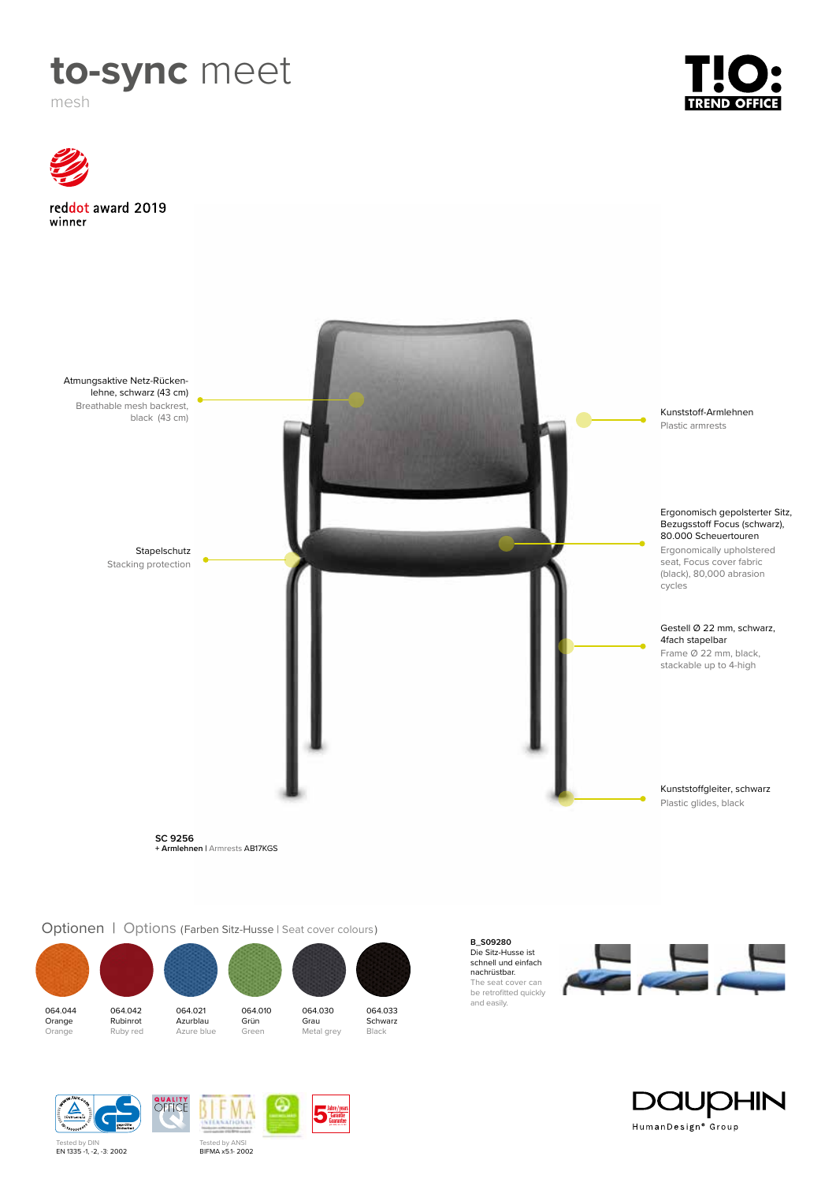# to-sync meet

mesh

reddot award 2019
winner

Atmungsaktive Netz-Rückenlehne, schwarz (43 cm)
Breathable mesh backrest, black (43 cm)

Stapelschutz
Stacking protection

Kunststoff-Armlehnen
Plastic armrests

Ergonomisch gepolsterter Sitz, Bezugsstoff Focus (schwarz), 80.000 Scheuertouren
Ergonomically upholstered seat, Focus cover fabric (black), 80,000 abrasion cycles

Gestell Ø 22 mm, schwarz, 4fach stapelbar
Frame Ø 22 mm, black, stackable up to 4-high

Kunststoffgleiter, schwarz
Plastic glides, black

**SC 9256**
**+ Armlehnen** | Armrests AB17KGS

## Optionen | Options (Farben Sitz-Husse | Seat cover colours)

| 064.044 | 064.042 | 064.021 | 064.010 | 064.030 | 064.033 |
|---|---|---|---|---|---|
| Orange | Rubinrot | Azurblau | Grün | Grau | Schwarz |
| Orange | Ruby red | Azure blue | Green | Metal grey | Black |

**B_S09280**
Die Sitz-Husse ist schnell und einfach nachrüstbar.
The seat cover can be retrofitted quickly and easily.

Tested by DIN
EN 1335 -1, -2, -3: 2002

Tested by ANSI
BIFMA x5.1- 2002

DAUPHIN HumanDesign® Group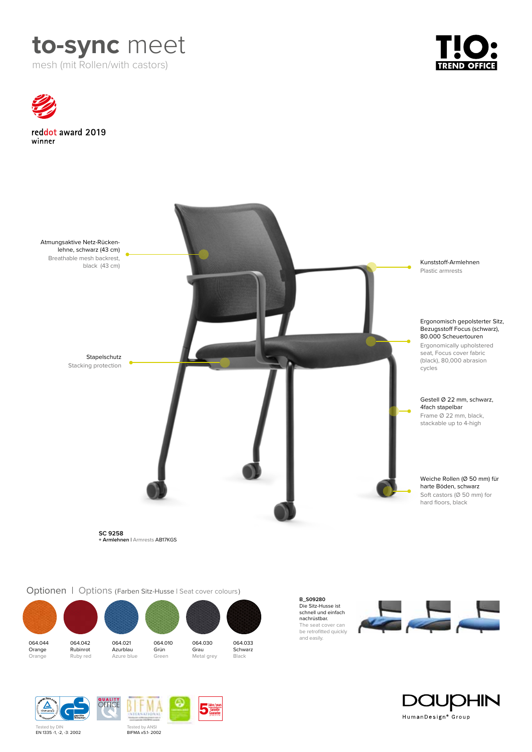# to-sync meet

mesh (mit Rollen/with castors)

reddot award 2019
winner

Atmungsaktive Netz-Rückenlehne, schwarz (43 cm)
Breathable mesh backrest, black (43 cm)

Stapelschutz
Stacking protection

Kunststoff-Armlehnen
Plastic armrests

Ergonomisch gepolsterter Sitz, Bezugsstoff Focus (schwarz), 80.000 Scheuertouren
Ergonomically upholstered seat, Focus cover fabric (black), 80,000 abrasion cycles

Gestell Ø 22 mm, schwarz, 4fach stapelbar
Frame Ø 22 mm, black, stackable up to 4-high

Weiche Rollen (Ø 50 mm) für harte Böden, schwarz
Soft castors (Ø 50 mm) for hard floors, black

**SC 9258**
**+ Armlehnen** | Armrests AB17KGS

## Optionen | Options (Farben Sitz-Husse | Seat cover colours)

| 064.044 | 064.042 | 064.021 | 064.010 | 064.030 | 064.033 |
|---|---|---|---|---|---|
| Orange | Rubinrot | Azurblau | Grün | Grau | Schwarz |
| Orange | Ruby red | Azure blue | Green | Metal grey | Black |

**B_S09280**
Die Sitz-Husse ist schnell und einfach nachrüstbar.
The seat cover can be retrofitted quickly and easily.

Tested by DIN
EN 1335 -1, -2, -3: 2002

Tested by ANSI
BIFMA x5.1- 2002

DAUPHIN
HumanDesign® Group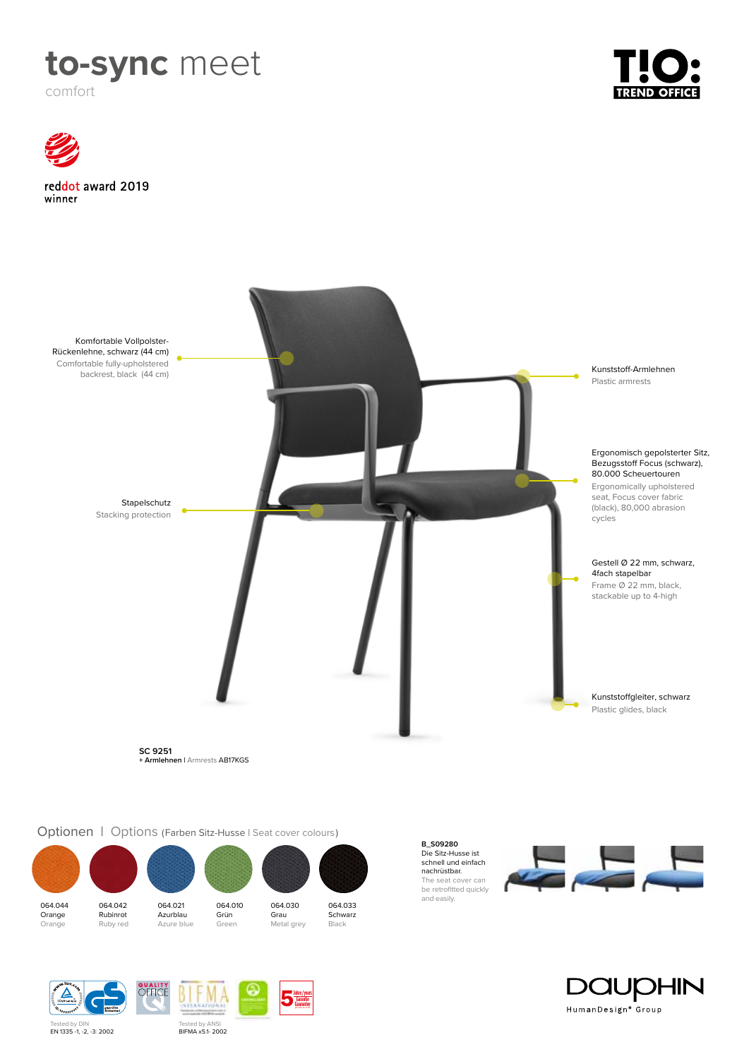# to-sync meet

comfort

reddot award 2019
winner

Komfortable Vollpolster-Rückenlehne, schwarz (44 cm)
Comfortable fully-upholstered backrest, black (44 cm)

Kunststoff-Armlehnen
Plastic armrests

Ergonomisch gepolsterter Sitz, Bezugsstoff Focus (schwarz), 80.000 Scheuertouren
Ergonomically upholstered seat, Focus cover fabric (black), 80,000 abrasion cycles

Stapelschutz
Stacking protection

Gestell Ø 22 mm, schwarz, 4fach stapelbar
Frame Ø 22 mm, black, stackable up to 4-high

Kunststoffgleiter, schwarz
Plastic glides, black

**SC 9251**
+ Armlehnen | Armrests AB17KGS

## Optionen | Options (Farben Sitz-Husse | Seat cover colours)

| 064.044 | 064.042 | 064.021 | 064.010 | 064.030 | 064.033 |
|---|---|---|---|---|---|
| Orange | Rubinrot | Azurblau | Grün | Grau | Schwarz |
| Orange | Ruby red | Azure blue | Green | Metal grey | Black |

**B_S09280**
Die Sitz-Husse ist schnell und einfach nachrüstbar.
The seat cover can be retrofitted quickly and easily.

Tested by DIN
EN 1335 -1, -2, -3: 2002

Tested by ANSI
BIFMA x5.1- 2002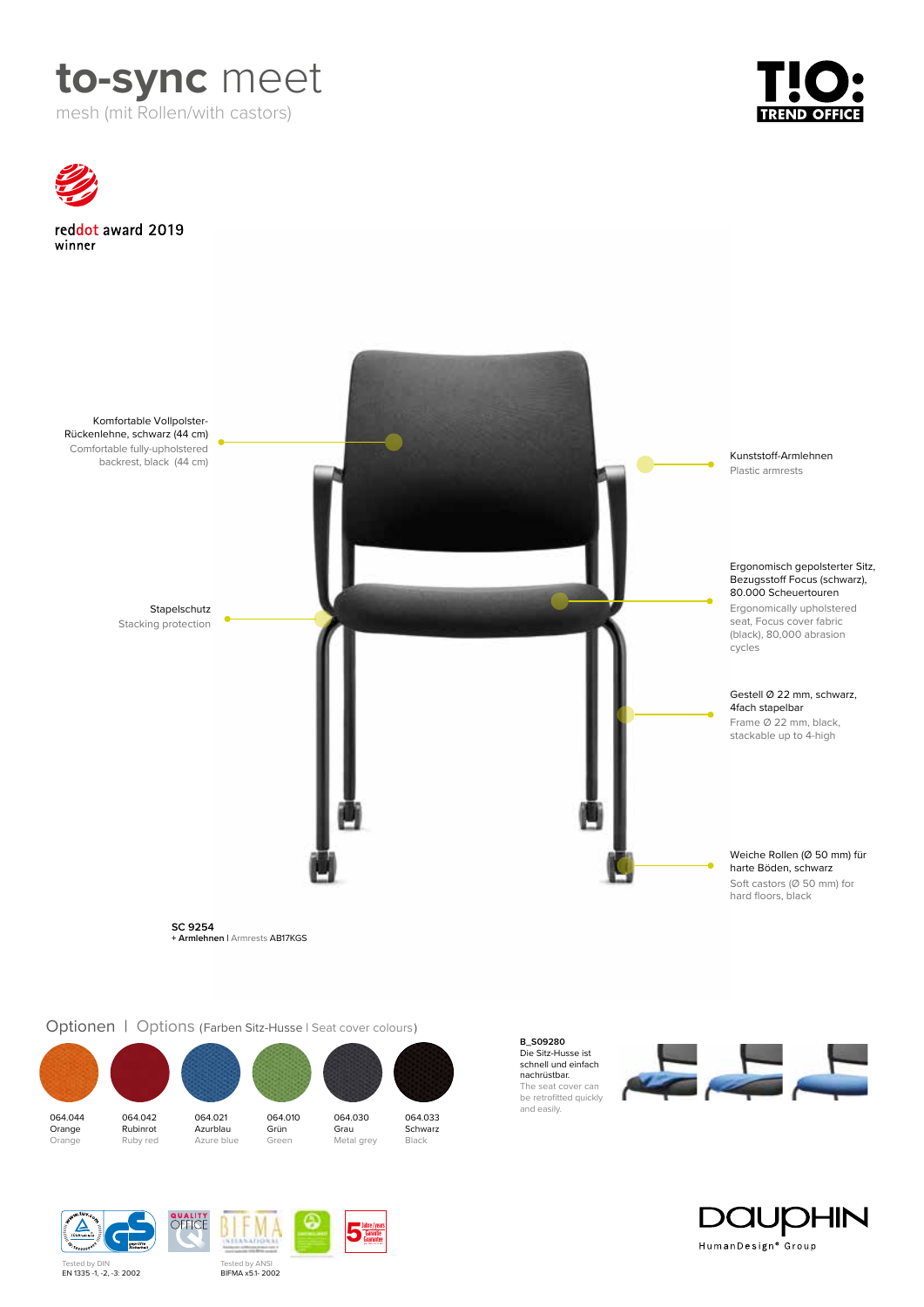# to-sync meet

mesh (mit Rollen/with castors)

T!O: TREND OFFICE

reddot award 2019
winner

Komfortable Vollpolster-Rückenlehne, schwarz (44 cm)
Comfortable fully-upholstered backrest, black (44 cm)

Kunststoff-Armlehnen
Plastic armrests

Ergonomisch gepolsterter Sitz, Bezugsstoff Focus (schwarz), 80.000 Scheuertouren
Ergonomically upholstered seat, Focus cover fabric (black), 80,000 abrasion cycles

Stapelschutz
Stacking protection

Gestell Ø 22 mm, schwarz, 4fach stapelbar
Frame Ø 22 mm, black, stackable up to 4-high

Weiche Rollen (Ø 50 mm) für harte Böden, schwarz
Soft castors (Ø 50 mm) for hard floors, black

**SC 9254**
+ Armlehnen | Armrests AB17KGS

## Optionen | Options (Farben Sitz-Husse | Seat cover colours)

| 064.044 | 064.042 | 064.021 | 064.010 | 064.030 | 064.033 |
|---|---|---|---|---|---|
| Orange | Rubinrot | Azurblau | Grün | Grau | Schwarz |
| Orange | Ruby red | Azure blue | Green | Metal grey | Black |

**B_S09280**
Die Sitz-Husse ist schnell und einfach nachrüstbar.
The seat cover can be retrofitted quickly and easily.

Tested by DIN
EN 1335 -1, -2, -3: 2002

Tested by ANSI
BIFMA x5.1- 2002

DAUPHIN
HumanDesign® Group